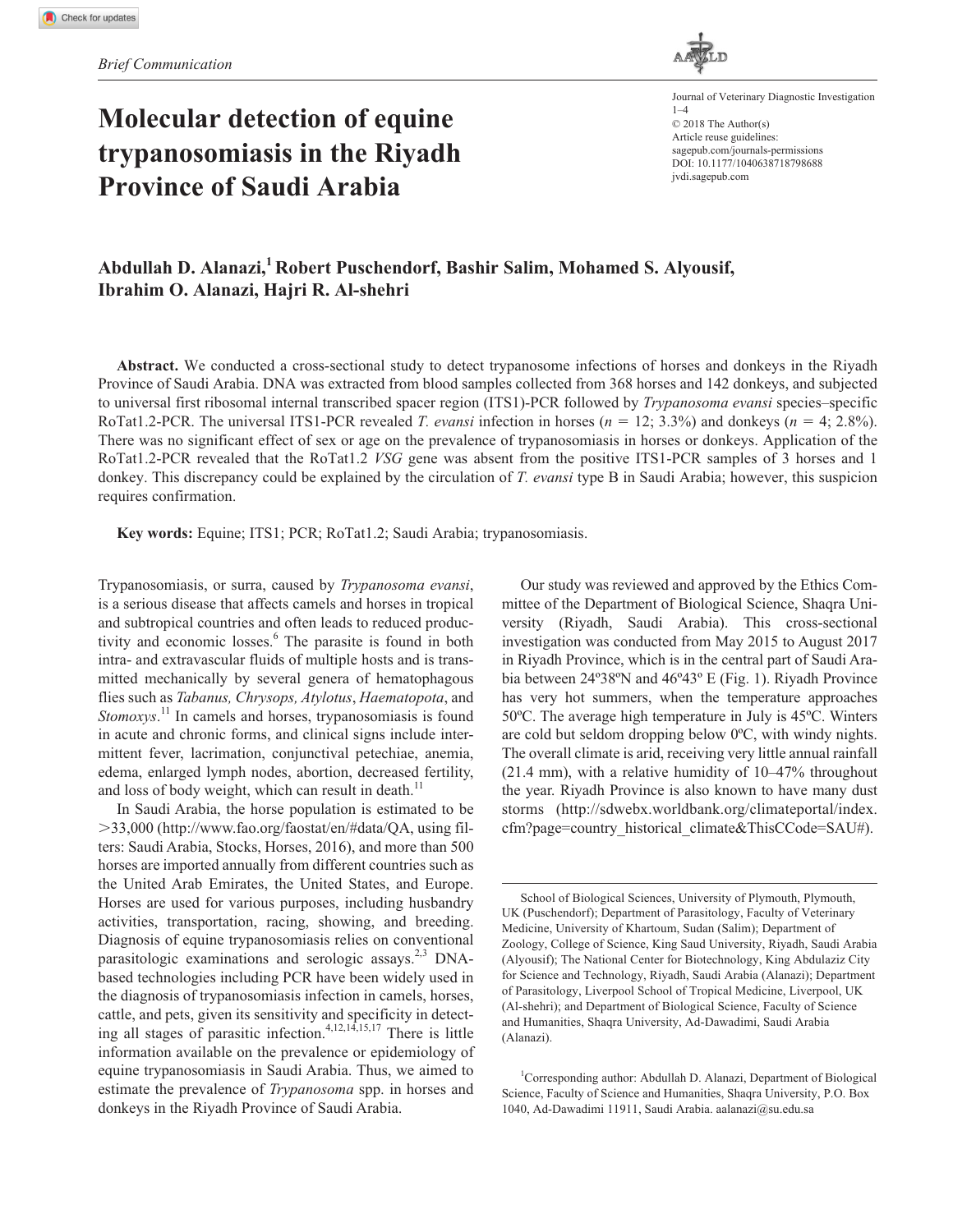*Brief Communication*

# Molecular detection of equine trypanosomiasis in the Riyadh Province of Saudi Arabia

Journal of Veterinary Diagnostic Investigation
1–4
© 2018 The Author(s)
Article reuse guidelines:
sagepub.com/journals-permissions
DOI: 10.1177/1040638718798688
jvdi.sagepub.com

**Abdullah D. Alanazi,[1] Robert Puschendorf, Bashir Salim, Mohamed S. Alyousif, Ibrahim O. Alanazi, Hajri R. Al-shehri**

**Abstract.** We conducted a cross-sectional study to detect trypanosome infections of horses and donkeys in the Riyadh Province of Saudi Arabia. DNA was extracted from blood samples collected from 368 horses and 142 donkeys, and subjected to universal first ribosomal internal transcribed spacer region (ITS1)-PCR followed by *Trypanosoma evansi* species–specific RoTat1.2-PCR. The universal ITS1-PCR revealed *T. evansi* infection in horses ($n$ = 12; 3.3%) and donkeys ($n$ = 4; 2.8%). There was no significant effect of sex or age on the prevalence of trypanosomiasis in horses or donkeys. Application of the RoTat1.2-PCR revealed that the RoTat1.2 *VSG* gene was absent from the positive ITS1-PCR samples of 3 horses and 1 donkey. This discrepancy could be explained by the circulation of *T. evansi* type B in Saudi Arabia; however, this suspicion requires confirmation.

**Key words:** Equine; ITS1; PCR; RoTat1.2; Saudi Arabia; trypanosomiasis.

Trypanosomiasis, or surra, caused by *Trypanosoma evansi*, is a serious disease that affects camels and horses in tropical and subtropical countries and often leads to reduced productivity and economic losses.[6] The parasite is found in both intra- and extravascular fluids of multiple hosts and is transmitted mechanically by several genera of hematophagous flies such as *Tabanus, Chrysops, Atylotus*, *Haematopota*, and *Stomoxys*.[11] In camels and horses, trypanosomiasis is found in acute and chronic forms, and clinical signs include intermittent fever, lacrimation, conjunctival petechiae, anemia, edema, enlarged lymph nodes, abortion, decreased fertility, and loss of body weight, which can result in death.[11]

In Saudi Arabia, the horse population is estimated to be >33,000 (http://www.fao.org/faostat/en/#data/QA, using filters: Saudi Arabia, Stocks, Horses, 2016), and more than 500 horses are imported annually from different countries such as the United Arab Emirates, the United States, and Europe. Horses are used for various purposes, including husbandry activities, transportation, racing, showing, and breeding. Diagnosis of equine trypanosomiasis relies on conventional parasitologic examinations and serologic assays.[2,3] DNA-based technologies including PCR have been widely used in the diagnosis of trypanosomiasis infection in camels, horses, cattle, and pets, given its sensitivity and specificity in detecting all stages of parasitic infection.[4,12,14,15,17] There is little information available on the prevalence or epidemiology of equine trypanosomiasis in Saudi Arabia. Thus, we aimed to estimate the prevalence of *Trypanosoma* spp. in horses and donkeys in the Riyadh Province of Saudi Arabia.

Our study was reviewed and approved by the Ethics Committee of the Department of Biological Science, Shaqra University (Riyadh, Saudi Arabia). This cross-sectional investigation was conducted from May 2015 to August 2017 in Riyadh Province, which is in the central part of Saudi Arabia between 24º38ºN and 46º43º E (Fig. 1). Riyadh Province has very hot summers, when the temperature approaches 50ºC. The average high temperature in July is 45ºC. Winters are cold but seldom dropping below 0ºC, with windy nights. The overall climate is arid, receiving very little annual rainfall (21.4 mm), with a relative humidity of 10–47% throughout the year. Riyadh Province is also known to have many dust storms (http://sdwebx.worldbank.org/climateportal/index.cfm?page=country_historical_climate&ThisCCode=SAU#).

School of Biological Sciences, University of Plymouth, Plymouth, UK (Puschendorf); Department of Parasitology, Faculty of Veterinary Medicine, University of Khartoum, Sudan (Salim); Department of Zoology, College of Science, King Saud University, Riyadh, Saudi Arabia (Alyousif); The National Center for Biotechnology, King Abdulaziz City for Science and Technology, Riyadh, Saudi Arabia (Alanazi); Department of Parasitology, Liverpool School of Tropical Medicine, Liverpool, UK (Al-shehri); and Department of Biological Science, Faculty of Science and Humanities, Shaqra University, Ad-Dawadimi, Saudi Arabia (Alanazi).

[1]Corresponding author: Abdullah D. Alanazi, Department of Biological Science, Faculty of Science and Humanities, Shaqra University, P.O. Box 1040, Ad-Dawadimi 11911, Saudi Arabia. aalanazi@su.edu.sa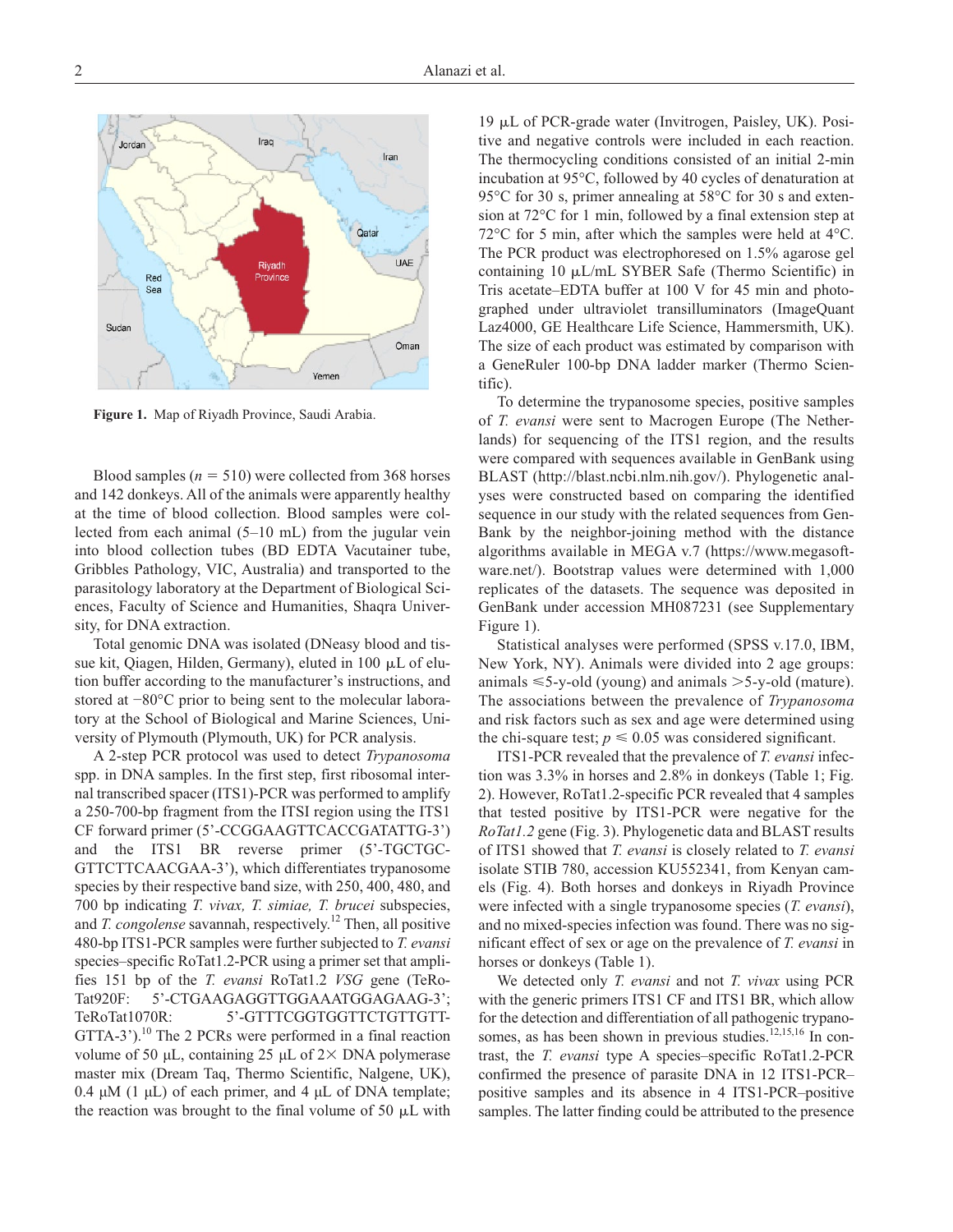Figure 1. Map of Riyadh Province, Saudi Arabia.

Blood samples ($n = 510$) were collected from 368 horses and 142 donkeys. All of the animals were apparently healthy at the time of blood collection. Blood samples were collected from each animal (5–10 mL) from the jugular vein into blood collection tubes (BD EDTA Vacutainer tube, Gribbles Pathology, VIC, Australia) and transported to the parasitology laboratory at the Department of Biological Sciences, Faculty of Science and Humanities, Shaqra University, for DNA extraction.

Total genomic DNA was isolated (DNeasy blood and tissue kit, Qiagen, Hilden, Germany), eluted in 100 μL of elution buffer according to the manufacturer's instructions, and stored at −80°C prior to being sent to the molecular laboratory at the School of Biological and Marine Sciences, University of Plymouth (Plymouth, UK) for PCR analysis.

A 2-step PCR protocol was used to detect *Trypanosoma* spp. in DNA samples. In the first step, first ribosomal internal transcribed spacer (ITS1)-PCR was performed to amplify a 250-700-bp fragment from the ITSI region using the ITS1 CF forward primer (5'-CCGGAAGTTCACCGATATTG-3') and the ITS1 BR reverse primer (5'-TGCTGCGTTCTTCAACGAA-3'), which differentiates trypanosome species by their respective band size, with 250, 400, 480, and 700 bp indicating *T. vivax, T. simiae, T. brucei* subspecies, and *T. congolense* savannah, respectively.[12] Then, all positive 480-bp ITS1-PCR samples were further subjected to *T. evansi* species–specific RoTat1.2-PCR using a primer set that amplifies 151 bp of the *T. evansi* RoTat1.2 *VSG* gene (TeRoTat920F: 5'-CTGAAGAGGTTGGAAATGGAGAAG-3'; TeRoTat1070R: 5'-GTTTCGGTGGTTCTGTTGTTGTTA-3').[10] The 2 PCRs were performed in a final reaction volume of 50 μL, containing 25 μL of 2× DNA polymerase master mix (Dream Taq, Thermo Scientific, Nalgene, UK), 0.4 μM (1 μL) of each primer, and 4 μL of DNA template; the reaction was brought to the final volume of 50 μL with 19 μL of PCR-grade water (Invitrogen, Paisley, UK). Positive and negative controls were included in each reaction. The thermocycling conditions consisted of an initial 2-min incubation at 95°C, followed by 40 cycles of denaturation at 95°C for 30 s, primer annealing at 58°C for 30 s and extension at 72°C for 1 min, followed by a final extension step at 72°C for 5 min, after which the samples were held at 4°C. The PCR product was electrophoresed on 1.5% agarose gel containing 10 μL/mL SYBER Safe (Thermo Scientific) in Tris acetate–EDTA buffer at 100 V for 45 min and photographed under ultraviolet transilluminators (ImageQuant Laz4000, GE Healthcare Life Science, Hammersmith, UK). The size of each product was estimated by comparison with a GeneRuler 100-bp DNA ladder marker (Thermo Scientific).

To determine the trypanosome species, positive samples of *T. evansi* were sent to Macrogen Europe (The Netherlands) for sequencing of the ITS1 region, and the results were compared with sequences available in GenBank using BLAST (http://blast.ncbi.nlm.nih.gov/). Phylogenetic analyses were constructed based on comparing the identified sequence in our study with the related sequences from GenBank by the neighbor-joining method with the distance algorithms available in MEGA v.7 (https://www.megasoftware.net/). Bootstrap values were determined with 1,000 replicates of the datasets. The sequence was deposited in GenBank under accession MH087231 (see Supplementary Figure 1).

Statistical analyses were performed (SPSS v.17.0, IBM, New York, NY). Animals were divided into 2 age groups: animals ≤5-y-old (young) and animals >5-y-old (mature). The associations between the prevalence of *Trypanosoma* and risk factors such as sex and age were determined using the chi-square test; $p \leqslant 0.05$ was considered significant.

ITS1-PCR revealed that the prevalence of *T. evansi* infection was 3.3% in horses and 2.8% in donkeys (Table 1; Fig. 2). However, RoTat1.2-specific PCR revealed that 4 samples that tested positive by ITS1-PCR were negative for the *RoTat1.2* gene (Fig. 3). Phylogenetic data and BLAST results of ITS1 showed that *T. evansi* is closely related to *T. evansi* isolate STIB 780, accession KU552341, from Kenyan camels (Fig. 4). Both horses and donkeys in Riyadh Province were infected with a single trypanosome species (*T. evansi*), and no mixed-species infection was found. There was no significant effect of sex or age on the prevalence of *T. evansi* in horses or donkeys (Table 1).

We detected only *T. evansi* and not *T. vivax* using PCR with the generic primers ITS1 CF and ITS1 BR, which allow for the detection and differentiation of all pathogenic trypanosomes, as has been shown in previous studies.[12,15,16] In contrast, the *T. evansi* type A species–specific RoTat1.2-PCR confirmed the presence of parasite DNA in 12 ITS1-PCR–positive samples and its absence in 4 ITS1-PCR–positive samples. The latter finding could be attributed to the presence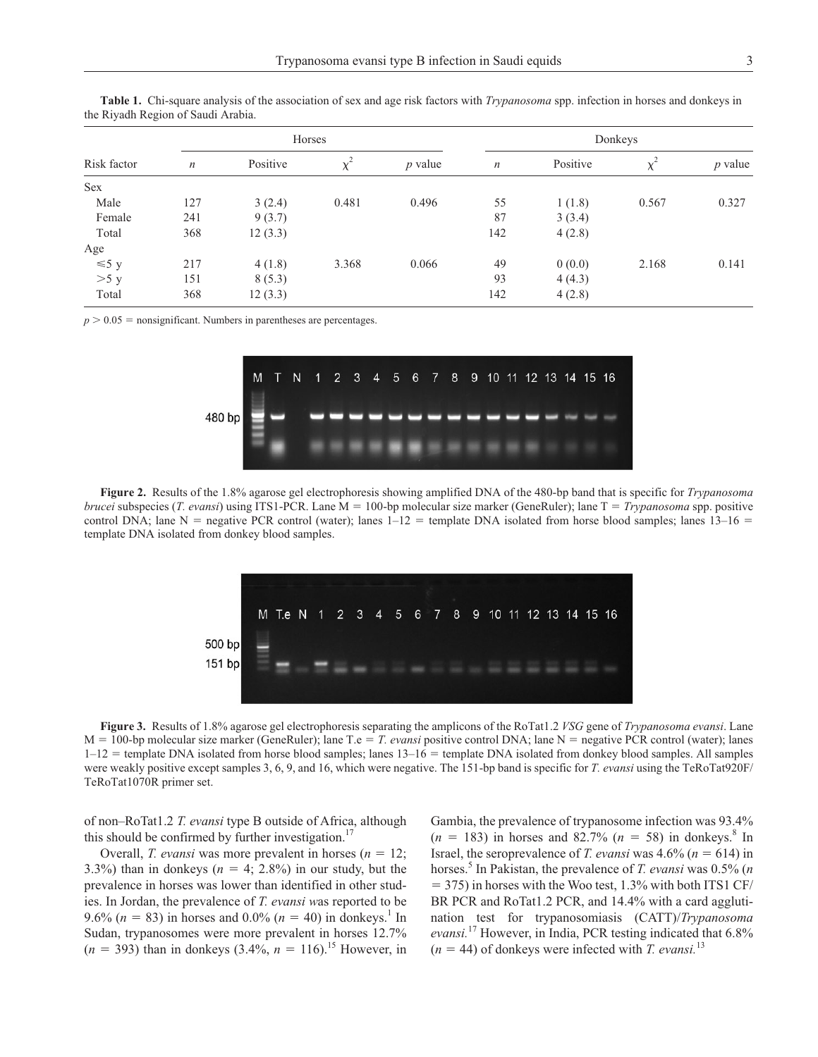**Table 1.** Chi-square analysis of the association of sex and age risk factors with *Trypanosoma* spp. infection in horses and donkeys in the Riyadh Region of Saudi Arabia.

| | Horses | | | | Donkeys | | | |
|---|---|---|---|---|---|---|---|---|
| Risk factor | *n* | Positive | $\chi^2$ | *p* value | *n* | Positive | $\chi^2$ | *p* value |
| Sex | | | | | | | | |
| Male | 127 | 3 (2.4) | 0.481 | 0.496 | 55 | 1 (1.8) | 0.567 | 0.327 |
| Female | 241 | 9 (3.7) | | | 87 | 3 (3.4) | | |
| Total | 368 | 12 (3.3) | | | 142 | 4 (2.8) | | |
| Age | | | | | | | | |
| ≤5 y | 217 | 4 (1.8) | 3.368 | 0.066 | 49 | 0 (0.0) | 2.168 | 0.141 |
| >5 y | 151 | 8 (5.3) | | | 93 | 4 (4.3) | | |
| Total | 368 | 12 (3.3) | | | 142 | 4 (2.8) | | |

$p > 0.05$ = nonsignificant. Numbers in parentheses are percentages.

M T N 1 2 3 4 5 6 7 8 9 10 11 12 13 14 15 16

480 bp

**Figure 2.** Results of the 1.8% agarose gel electrophoresis showing amplified DNA of the 480-bp band that is specific for *Trypanosoma brucei* subspecies (*T. evansi*) using ITS1-PCR. Lane M = 100-bp molecular size marker (GeneRuler); lane T = *Trypanosoma* spp. positive control DNA; lane N = negative PCR control (water); lanes 1–12 = template DNA isolated from horse blood samples; lanes 13–16 = template DNA isolated from donkey blood samples.

M T.e N 1 2 3 4 5 6 7 8 9 10 11 12 13 14 15 16

500 bp

151 bp

**Figure 3.** Results of 1.8% agarose gel electrophoresis separating the amplicons of the RoTat1.2 *VSG* gene of *Trypanosoma evansi*. Lane M = 100-bp molecular size marker (GeneRuler); lane T.e = *T. evansi* positive control DNA; lane N = negative PCR control (water); lanes 1–12 = template DNA isolated from horse blood samples; lanes 13–16 = template DNA isolated from donkey blood samples. All samples were weakly positive except samples 3, 6, 9, and 16, which were negative. The 151-bp band is specific for *T. evansi* using the TeRoTat920F/TeRoTat1070R primer set.

of non–RoTat1.2 *T. evansi* type B outside of Africa, although this should be confirmed by further investigation.[17]

Overall, *T. evansi* was more prevalent in horses ($n = 12$; 3.3%) than in donkeys ($n = 4$; 2.8%) in our study, but the prevalence in horses was lower than identified in other studies. In Jordan, the prevalence of *T. evansi* was reported to be 9.6% ($n = 83$) in horses and 0.0% ($n = 40$) in donkeys.[1] In Sudan, trypanosomes were more prevalent in horses 12.7% ($n = 393$) than in donkeys (3.4%, $n = 116$).[15] However, in Gambia, the prevalence of trypanosome infection was 93.4% ($n = 183$) in horses and 82.7% ($n = 58$) in donkeys.[8] In Israel, the seroprevalence of *T. evansi* was 4.6% ($n = 614$) in horses.[5] In Pakistan, the prevalence of *T. evansi* was 0.5% ($n = 375$) in horses with the Woo test, 1.3% with both ITS1 CF/BR PCR and RoTat1.2 PCR, and 14.4% with a card agglutination test for trypanosomiasis (CATT)/*Trypanosoma evansi*.[17] However, in India, PCR testing indicated that 6.8% ($n = 44$) of donkeys were infected with *T. evansi*.[13]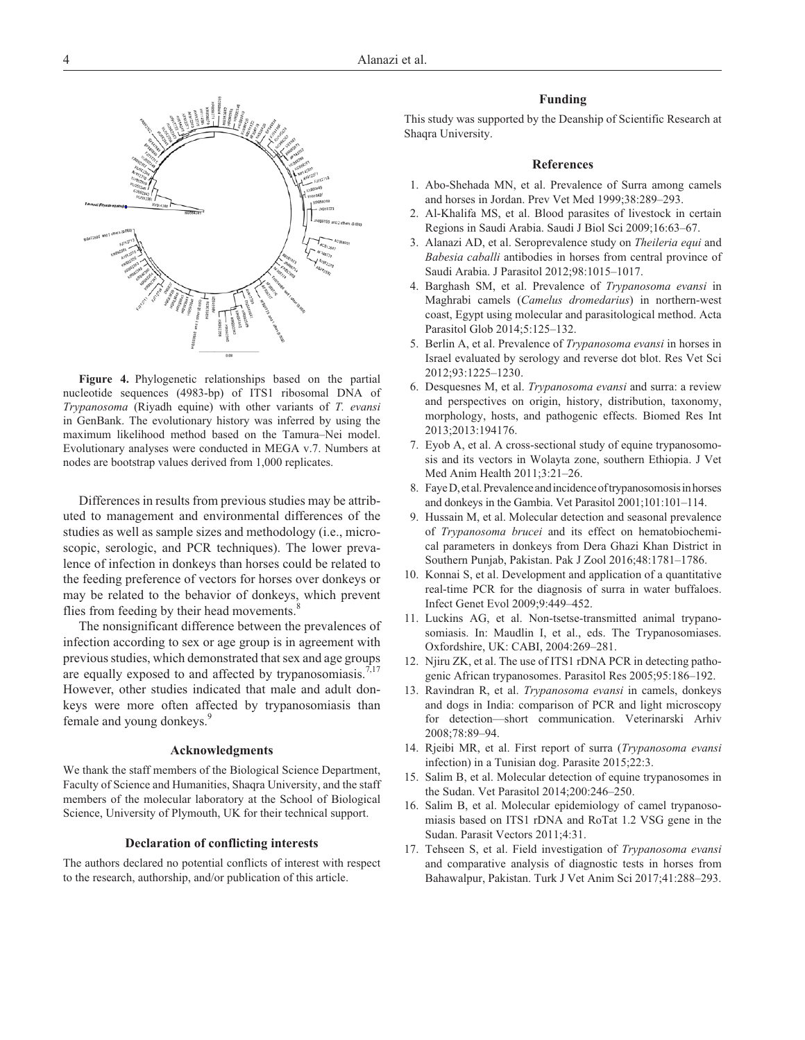**Figure 4.** Phylogenetic relationships based on the partial nucleotide sequences (4983-bp) of ITS1 ribosomal DNA of *Trypanosoma* (Riyadh equine) with other variants of *T. evansi* in GenBank. The evolutionary history was inferred by using the maximum likelihood method based on the Tamura–Nei model. Evolutionary analyses were conducted in MEGA v.7. Numbers at nodes are bootstrap values derived from 1,000 replicates.

Differences in results from previous studies may be attributed to management and environmental differences of the studies as well as sample sizes and methodology (i.e., microscopic, serologic, and PCR techniques). The lower prevalence of infection in donkeys than horses could be related to the feeding preference of vectors for horses over donkeys or may be related to the behavior of donkeys, which prevent flies from feeding by their head movements.[8]

The nonsignificant difference between the prevalences of infection according to sex or age group is in agreement with previous studies, which demonstrated that sex and age groups are equally exposed to and affected by trypanosomiasis.[7,17] However, other studies indicated that male and adult donkeys were more often affected by trypanosomiasis than female and young donkeys.[9]

### Acknowledgments

We thank the staff members of the Biological Science Department, Faculty of Science and Humanities, Shaqra University, and the staff members of the molecular laboratory at the School of Biological Science, University of Plymouth, UK for their technical support.

### Declaration of conflicting interests

The authors declared no potential conflicts of interest with respect to the research, authorship, and/or publication of this article.

### Funding

This study was supported by the Deanship of Scientific Research at Shaqra University.

### References

1. Abo-Shehada MN, et al. Prevalence of Surra among camels and horses in Jordan. Prev Vet Med 1999;38:289–293.
2. Al-Khalifa MS, et al. Blood parasites of livestock in certain Regions in Saudi Arabia. Saudi J Biol Sci 2009;16:63–67.
3. Alanazi AD, et al. Seroprevalence study on *Theileria equi* and *Babesia caballi* antibodies in horses from central province of Saudi Arabia. J Parasitol 2012;98:1015–1017.
4. Barghash SM, et al. Prevalence of *Trypanosoma evansi* in Maghrabi camels (*Camelus dromedarius*) in northern-west coast, Egypt using molecular and parasitological method. Acta Parasitol Glob 2014;5:125–132.
5. Berlin A, et al. Prevalence of *Trypanosoma evansi* in horses in Israel evaluated by serology and reverse dot blot. Res Vet Sci 2012;93:1225–1230.
6. Desquesnes M, et al. *Trypanosoma evansi* and surra: a review and perspectives on origin, history, distribution, taxonomy, morphology, hosts, and pathogenic effects. Biomed Res Int 2013;2013:194176.
7. Eyob A, et al. A cross-sectional study of equine trypanosomosis and its vectors in Wolayta zone, southern Ethiopia. J Vet Med Anim Health 2011;3:21–26.
8. Faye D, et al. Prevalence and incidence of trypanosomosis in horses and donkeys in the Gambia. Vet Parasitol 2001;101:101–114.
9. Hussain M, et al. Molecular detection and seasonal prevalence of *Trypanosoma brucei* and its effect on hematobiochemical parameters in donkeys from Dera Ghazi Khan District in Southern Punjab, Pakistan. Pak J Zool 2016;48:1781–1786.
10. Konnai S, et al. Development and application of a quantitative real-time PCR for the diagnosis of surra in water buffaloes. Infect Genet Evol 2009;9:449–452.
11. Luckins AG, et al. Non-tsetse-transmitted animal trypanosomiasis. In: Maudlin I, et al., eds. The Trypanosomiases. Oxfordshire, UK: CABI, 2004:269–281.
12. Njiru ZK, et al. The use of ITS1 rDNA PCR in detecting pathogenic African trypanosomes. Parasitol Res 2005;95:186–192.
13. Ravindran R, et al. *Trypanosoma evansi* in camels, donkeys and dogs in India: comparison of PCR and light microscopy for detection—short communication. Veterinarski Arhiv 2008;78:89–94.
14. Rjeibi MR, et al. First report of surra (*Trypanosoma evansi* infection) in a Tunisian dog. Parasite 2015;22:3.
15. Salim B, et al. Molecular detection of equine trypanosomes in the Sudan. Vet Parasitol 2014;200:246–250.
16. Salim B, et al. Molecular epidemiology of camel trypanosomiasis based on ITS1 rDNA and RoTat 1.2 VSG gene in the Sudan. Parasit Vectors 2011;4:31.
17. Tehseen S, et al. Field investigation of *Trypanosoma evansi* and comparative analysis of diagnostic tests in horses from Bahawalpur, Pakistan. Turk J Vet Anim Sci 2017;41:288–293.